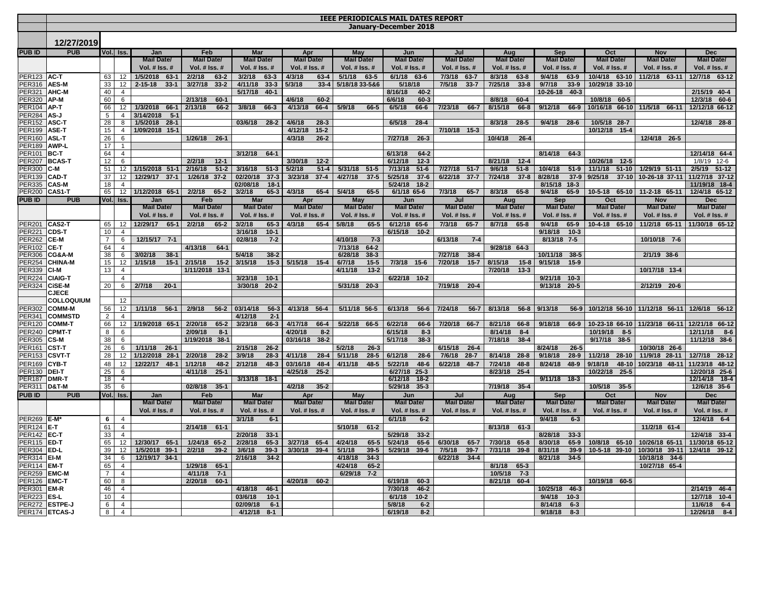# IEEE PERIODICALS MAIL DATES REPORT

## January-December 2018

**12/27/2019**

| PUB ID | PUB | Vol. | Iss. | Jan Mail Date/ Vol. # Iss. # | Feb Mail Date/ Vol. # Iss. # | Mar Mail Date/ Vol. # Iss. # | Apr Mail Date/ Vol. # Iss. # | May Mail Date/ Vol. # Iss. # | Jun Mail Date/ Vol. # Iss. # | Jul Mail Date/ Vol. # Iss. # | Aug Mail Date/ Vol. # Iss. # | Sep Mail Date/ Vol. # Iss. # | Oct Mail Date/ Vol. # Iss. # | Nov Mail Date/ Vol. # Iss. # | Dec Mail Date/ Vol. # Iss. # |
|---|---|---|---|---|---|---|---|---|---|---|---|---|---|---|---|
| PER123 | AC-T | 63 | 12 | 1/5/2018 63-1 | 2/2/18 63-2 | 3/2/18 63-3 | 4/3/18 63-4 | 5/1/18 63-5 | 6/1/18 63-6 | 7/3/18 63-7 | 8/3/18 63-8 | 9/4/18 63-9 | 10/4/18 63-10 | 11/2/18 63-11 | 12/7/18 63-12 |
| PER316 | AES-M | 33 | 12 | 2-15-18 33-1 | 3/27/18 33-2 | 4/11/18 33-3 | 5/3/18 33-4 | 5/18/18 33-5&6 | 5/18/18 | 7/5/18 33-7 | 7/25/18 33-8 | 9/7/18 33-9 | 10/29/18 33-10 | | |
| PER321 | AHC-M | 40 | 4 | | | 5/17/18 40-1 | | | 8/16/18 40-2 | | | 10-26-18 40-3 | | | 2/15/19 40-4 |
| PER320 | AP-M | 60 | 6 | | 2/13/18 60-1 | | 4/6/18 60-2 | | 6/6/18 60-3 | | 8/8/18 60-4 | | 10/8/18 60-5 | | 12/3/18 60-6 |
| PER104 | AP-T | 66 | 12 | 1/3/2018 66-1 | 2/13/18 66-2 | 3/8/18 66-3 | 4/13/18 66-4 | 5/9/18 66-5 | 6/5/18 66-6 | 7/23/18 66-7 | 8/15/18 66-8 | 9/12/18 66-9 | 10/16/18 66-10 | 11/5/18 66-11 | 12/12/18 66-12 |
| PER284 | AS-J | 5 | 4 | 3/14/2018 5-1 | | | | | | | | | | | |
| PER152 | ASC-T | 28 | 8 | 1/5/2018 28-1 | | 03/6/18 28-2 | 4/6/18 28-3 | | 6/5/18 28-4 | | 8/3/18 28-5 | 9/4/18 28-6 | 10/5/18 28-7 | | 12/4/18 28-8 |
| PER199 | ASE-T | 15 | 4 | 1/09/2018 15-1 | | | 4/12/18 15-2 | | | 7/10/18 15-3 | | | 10/12/18 15-4 | | |
| PER160 | ASL-T | 26 | 6 | | 1/26/18 26-1 | | 4/3/18 26-2 | | 7/27/18 26-3 | | 10/4/18 26-4 | | | 12/4/18 26-5 | |
| PER189 | AWP-L | 17 | 1 | | | | | | | | | | | | |
| PER101 | BC-T | 64 | 4 | | | 3/12/18 64-1 | | | 6/13/18 64-2 | | | 8/14/18 64-3 | | | 12/14/18 64-4 |
| PER207 | BCAS-T | 12 | 6 | | 2/2/18 12-1 | | 3/30/18 12-2 | | 6/12/18 12-3 | | 8/21/18 12-4 | | 10/26/18 12-5 | | 1/8/19 12-6 |
| PER300 | C-M | 51 | 12 | 1/15/2018 51-1 | 2/16/18 51-2 | 3/16/18 51-3 | 5/2/18 51-4 | 5/31/18 51-5 | 7/13/18 51-6 | 7/27/18 51-7 | 9/6/18 51-8 | 10/4/18 51-9 | 11/1/18 51-10 | 1/29/19 51-11 | 2/5/19 51-12 |
| PER139 | CAD-T | 37 | 12 | 12/29/17 37-1 | 1/26/18 37-2 | 02/20/18 37-3 | 3/23/18 37-4 | 4/27/18 37-5 | 5/25/18 37-6 | 6/22/18 37-7 | 7/24/18 37-8 | 8/28/18 37-9 | 9/25/18 37-10 | 10-26-18 37-11 | 11/27/18 37-12 |
| PER335 | CAS-M | 18 | 4 | | | 02/08/18 18-1 | | | 5/24/18 18-2 | | | 8/15/18 18-3 | | | 11/19/18 18-4 |
| PER200 | CAS1-T | 65 | 12 | 1/12/2018 65-1 | 2/2/18 65-2 | 3/2/18 65-3 | 4/3/18 65-4 | 5/4/18 65-5 | 6/1/18 65-6 | 7/3/18 65-7 | 8/3/18 65-8 | 9/4/18 65-9 | 10-5-18 65-10 | 11-2-18 65-11 | 12/4/18 65-12 |
| PER201 | CAS2-T | 65 | 12 | 12/29/17 65-1 | 2/2/18 65-2 | 3/2/18 65-3 | 4/3/18 65-4 | 5/8/18 65-5 | 6/12/18 65-6 | 7/3/18 65-7 | 8/7/18 65-8 | 9/4/18 65-9 | 10-4-18 65-10 | 11/2/18 65-11 | 11/30/18 65-12 |
| PER221 | CDS-T | 10 | 4 | | | 3/16/18 10-1 | | | 6/15/18 10-2 | | | 9/18/18 10-3 | | | |
| PER262 | CE-M | 7 | 6 | 12/15/17 7-1 | | 02/8/18 7-2 | | 4/10/18 7-3 | | 6/13/18 7-4 | | 8/13/18 7-5 | | 10/10/18 7-6 | |
| PER102 | CE-T | 64 | 4 | | 4/13/18 64-1 | | | 7/13/18 64-2 | | | 9/28/18 64-3 | | | | |
| PER306 | CG&A-M | 38 | 6 | 3/02/18 38-1 | | 5/4/18 38-2 | | 6/28/18 38-3 | | 7/27/18 38-4 | | 10/11/18 38-5 | | 2/1/19 38-6 | |
| PER254 | CHINA-M | 15 | 12 | 1/15/18 15-1 | 2/15/18 15-2 | 3/15/18 15-3 | 5/15/18 15-4 | 6/7/18 15-5 | 7/3/18 15-6 | 7/20/18 15-7 | 8/15/18 15-8 | 9/15/18 15-9 | | | |
| PER339 | CI-M | 13 | 4 | | 1/11/2018 13-1 | | | 4/11/18 13-2 | | | 7/20/18 13-3 | | | 10/17/18 13-4 | |
| PER224 | CIAIG-T | | 4 | | | 3/23/18 10-1 | | | 6/22/18 10-2 | | | 9/21/18 10-3 | | | |
| PER324 | CiSE-M | 20 | 6 | 2/7/18 20-1 | | 3/30/18 20-2 | | 5/31/18 20-3 | | 7/19/18 20-4 | | 9/13/18 20-5 | | 2/12/19 20-6 | |
| | CJCE | | | | | | | | | | | | | | |
| | COLLOQUIUM | | 12 | | | | | | | | | | | | |
| PER302 | COMM-M | 56 | 12 | 1/11/18 56-1 | 2/9/18 56-2 | 03/14/18 56-3 | 4/13/18 56-4 | 5/11/18 56-5 | 6/13/18 56-6 | 7/24/18 56-7 | 8/13/18 56-8 | 9/13/18 56-9 | 10/12/18 56-10 | 11/12/18 56-11 | 12/6/18 56-12 |
| PER341 | COMMSTD | 2 | 4 | | | 4/12/18 2-1 | | | | | | | | | |
| PER120 | COMM-T | 66 | 12 | 1/19/2018 65-1 | 2/20/18 65-2 | 3/23/18 66-3 | 4/17/18 66-4 | 5/22/18 66-5 | 6/22/18 66-6 | 7/20/18 66-7 | 8/21/18 66-8 | 9/18/18 66-9 | 10-23-18 66-10 | 11/23/18 66-11 | 12/21/18 66-12 |
| PER240 | CPMT-T | 8 | 6 | | 2/09/18 8-1 | | 4/20/18 8-2 | | 6/15/18 8-3 | | 8/14/18 8-4 | | 10/19/18 8-5 | | 12/11/18 8-6 |
| PER305 | CS-M | 38 | 6 | | 1/19/2018 38-1 | | 03/16/18 38-2 | | 5/17/18 38-3 | | 7/18/18 38-4 | | 9/17/18 38-5 | | 11/12/18 38-6 |
| PER161 | CST-T | 26 | 6 | 1/11/18 26-1 | | 2/15/18 26-2 | | 5/2/18 26-3 | | 6/15/18 26-4 | | 8/24/18 26-5 | | 10/30/18 26-6 | |
| PER153 | CSVT-T | 28 | 12 | 1/12/2018 28-1 | 2/20/18 28-2 | 3/9/18 28-3 | 4/11/18 28-4 | 5/11/18 28-5 | 6/12/18 28-6 | 7/6/18 28-7 | 8/14/18 28-8 | 9/18/18 28-9 | 11/2/18 28-10 | 11/9/18 28-11 | 12/7/18 28-12 |
| PER169 | CYB-T | 48 | 12 | 12/22/17 48-1 | 1/12/18 48-2 | 2/12/18 48-3 | 03/16/18 48-4 | 4/11/18 48-5 | 5/22/18 48-6 | 6/22/18 48-7 | 7/24/18 48-8 | 8/24/18 48-9 | 9/18/18 48-10 | 10/23/18 48-11 | 11/23/18 48-12 |
| PER130 | DEI-T | 25 | 6 | | 4/11/18 25-1 | | 4/25/18 25-2 | | 6/27/18 25-3 | | 8/23/18 25-4 | | 10/22/18 25-5 | | 12/20/18 25-6 |
| PER187 | DMR-T | 18 | 4 | | | 3/13/18 18-1 | | | 6/12/18 18-2 | | | 9/11/18 18-3 | | | 12/14/18 18-4 |
| PER311 | D&T-M | 35 | 6 | | 02/8/18 35-1 | | 4/2/18 35-2 | | 5/29/18 35-3 | | 7/19/18 35-4 | | 10/5/18 35-5 | | 12/6/18 35-6 |
| PER269 | E-M* | 6 | 4 | | | 3/1/18 6-1 | | | 6/1/18 6-2 | | | 9/4/18 6-3 | | | 12/4/18 6-4 |
| PER124 | E-T | 61 | 4 | | 2/14/18 61-1 | | | 5/10/18 61-2 | | | 8/13/18 61-3 | | | 11/2/18 61-4 | |
| PER142 | EC-T | 33 | 4 | | | 2/20/18 33-1 | | | 5/29/18 33-2 | | | 8/28/18 33-3 | | | 12/4/18 33-4 |
| PER115 | ED-T | 65 | 12 | 12/30/17 65-1 | 1/24/18 65-2 | 2/28/18 65-3 | 3/27/18 65-4 | 4/24/18 65-5 | 5/24/18 65-6 | 6/30/18 65-7 | 7/30/18 65-8 | 8/30/18 65-9 | 10/8/18 65-10 | 10/26/18 65-11 | 11/30/18 65-12 |
| PER304 | ED-L | 39 | 12 | 1/5/2018 39-1 | 2/2/18 39-2 | 3/6/18 39-3 | 3/30/18 39-4 | 5/1/18 39-5 | 5/29/18 39-6 | 7/5/18 39-7 | 7/31/18 39-8 | 8/31/18 39-9 | 10-5-18 39-10 | 10/30/18 39-11 | 12/4/18 39-12 |
| PER314 | EI-M | 34 | 6 | 12/19/17 34-1 | | 2/16/18 34-2 | | 4/18/18 34-3 | | 6/22/18 34-4 | | 8/21/18 34-5 | | 10/18/18 34-6 | |
| PER114 | EM-T | 65 | 4 | | 1/29/18 65-1 | | | 4/24/18 65-2 | | | 8/1/18 65-3 | | | 10/27/18 65-4 | |
| PER259 | EMC-M | 7 | 4 | | 4/11/18 7-1 | | | 6/29/18 7-2 | | | 10/5/18 7-3 | | | | |
| PER126 | EMC-T | 60 | 8 | | 2/20/18 60-1 | | 4/20/18 60-2 | | 6/19/18 60-3 | | 8/21/18 60-4 | | 10/19/18 60-5 | | |
| PER301 | EM-R | 46 | 4 | | | 4/18/18 46-1 | | | 7/30/18 46-2 | | | 10/25/18 46-3 | | | 2/14/19 46-4 |
| PER223 | ES-L | 10 | 4 | | | 03/6/18 10-1 | | | 6/1/18 10-2 | | | 9/4/18 10-3 | | | 12/7/18 10-4 |
| PER272 | ESTPE-J | 6 | 4 | | | 02/09/18 6-1 | | | 5/8/18 6-2 | | | 8/14/18 6-3 | | | 11/6/18 6-4 |
| PER174 | ETCAS-J | 8 | 4 | | | 4/12/18 8-1 | | | 6/19/18 8-2 | | | 9/18/18 8-3 | | | 12/26/18 8-4 |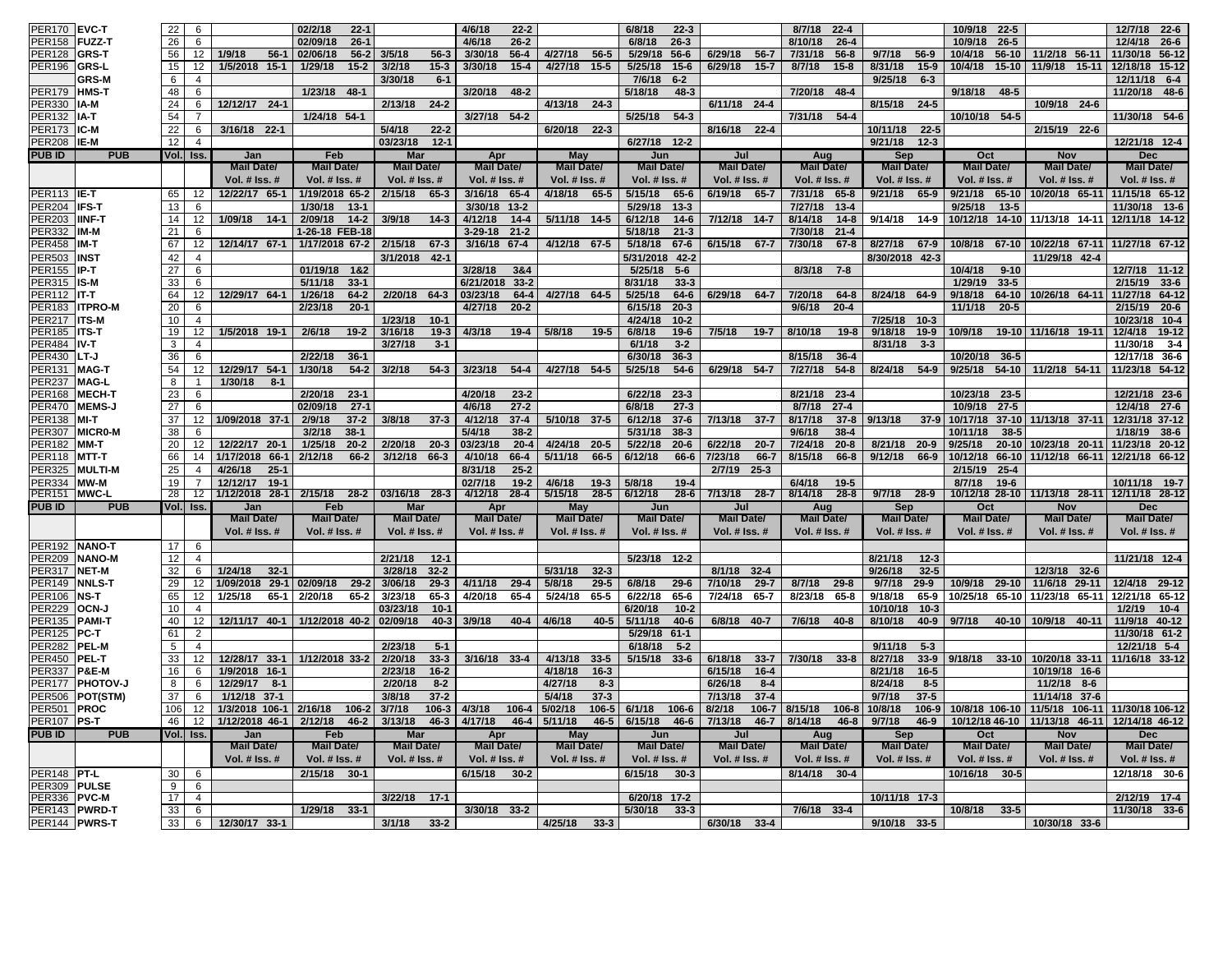| PUB ID | PUB | Vol. | Iss. | Jan | Feb | Mar | Apr | May | Jun | Jul | Aug | Sep | Oct | Nov | Dec |
|---|---|---|---|---|---|---|---|---|---|---|---|---|---|---|---|
| | | | | Mail Date/ Vol. # Iss. # | Mail Date/ Vol. # Iss. # | Mail Date/ Vol. # Iss. # | Mail Date/ Vol. # Iss. # | Mail Date/ Vol. # Iss. # | Mail Date/ Vol. # Iss. # | Mail Date/ Vol. # Iss. # | Mail Date/ Vol. # Iss. # | Mail Date/ Vol. # Iss. # | Mail Date/ Vol. # Iss. # | Mail Date/ Vol. # Iss. # | Mail Date/ Vol. # Iss. # |
| PER170 | EVC-T | 22 | 6 | | 02/2/18 22-1 | | 4/6/18 22-2 | | 6/8/18 22-3 | | 8/7/18 22-4 | | 10/9/18 22-5 | | 12/7/18 22-6 |
| PER158 | FUZZ-T | 26 | 6 | | 02/09/18 26-1 | | 4/6/18 26-2 | | 6/8/18 26-3 | | 8/10/18 26-4 | | 10/9/18 26-5 | | 12/4/18 26-6 |
| PER128 | GRS-T | 56 | 12 | 1/9/18 56-1 | 02/06/18 56-2 | 3/5/18 56-3 | 3/30/18 56-4 | 4/27/18 56-5 | 5/29/18 56-6 | 6/29/18 56-7 | 7/31/18 56-8 | 9/7/18 56-9 | 10/4/18 56-10 | 11/2/18 56-11 | 11/30/18 56-12 |
| PER196 | GRS-L | 15 | 12 | 1/5/2018 15-1 | 1/29/18 15-2 | 3/2/18 15-3 | 3/30/18 15-4 | 4/27/18 15-5 | 5/25/18 15-6 | 6/29/18 15-7 | 8/7/18 15-8 | 8/31/18 15-9 | 10/4/18 15-10 | 11/9/18 15-11 | 12/18/18 15-12 |
| | GRS-M | 6 | 4 | | | 3/30/18 6-1 | | | 7/6/18 6-2 | | | 9/25/18 6-3 | | | 12/11/18 6-4 |
| PER179 | HMS-T | 48 | 6 | | 1/23/18 48-1 | | 3/20/18 48-2 | | 5/18/18 48-3 | | 7/20/18 48-4 | | 9/18/18 48-5 | | 11/20/18 48-6 |
| PER330 | IA-M | 24 | 6 | 12/12/17 24-1 | | 2/13/18 24-2 | | 4/13/18 24-3 | | 6/11/18 24-4 | | 8/15/18 24-5 | | 10/9/18 24-6 | |
| PER132 | IA-T | 54 | 7 | | 1/24/18 54-1 | | 3/27/18 54-2 | | 5/25/18 54-3 | | 7/31/18 54-4 | | 10/10/18 54-5 | | 11/30/18 54-6 |
| PER173 | IC-M | 22 | 6 | 3/16/18 22-1 | | 5/4/18 22-2 | | 6/20/18 22-3 | | 8/16/18 22-4 | | 10/11/18 22-5 | | 2/15/19 22-6 | |
| PER208 | IE-M | 12 | 4 | | | 03/23/18 12-1 | | | 6/27/18 12-2 | | | 9/21/18 12-3 | | | 12/21/18 12-4 |
| PER113 | IE-T | 65 | 12 | 12/22/17 65-1 | 1/19/2018 65-2 | 2/15/18 65-3 | 3/16/18 65-4 | 4/18/18 65-5 | 5/15/18 65-6 | 6/19/18 65-7 | 7/31/18 65-8 | 9/21/18 65-9 | 9/21/18 65-10 | 10/20/18 65-11 | 11/15/18 65-12 |
| PER204 | IFS-T | 13 | 6 | | 1/30/18 13-1 | | 3/30/18 13-2 | | 5/29/18 13-3 | | 7/27/18 13-4 | | 9/25/18 13-5 | | 11/30/18 13-6 |
| PER203 | IINF-T | 14 | 12 | 1/09/18 14-1 | 2/09/18 14-2 | 3/9/18 14-3 | 4/12/18 14-4 | 5/11/18 14-5 | 6/12/18 14-6 | 7/12/18 14-7 | 8/14/18 14-8 | 9/14/18 14-9 | 10/12/18 14-10 | 11/13/18 14-11 | 12/11/18 14-12 |
| PER332 | IM-M | 21 | 6 | | 1-26-18 FEB-18 | | 3-29-18 21-2 | | 5/18/18 21-3 | | 7/30/18 21-4 | | | | |
| PER458 | IM-T | 67 | 12 | 12/14/17 67-1 | 1/17/2018 67-2 | 2/15/18 67-3 | 3/16/18 67-4 | 4/12/18 67-5 | 5/18/18 67-6 | 6/15/18 67-7 | 7/30/18 67-8 | 8/27/18 67-9 | 10/8/18 67-10 | 10/22/18 67-11 | 11/27/18 67-12 |
| PER503 | INST | 42 | 4 | | | 3/1/2018 42-1 | | | 5/31/2018 42-2 | | | 8/30/2018 42-3 | | 11/29/18 42-4 | |
| PER155 | IP-T | 27 | 6 | | 01/19/18 1&2 | | 3/28/18 3&4 | | 5/25/18 5-6 | | 8/3/18 7-8 | | 10/4/18 9-10 | | 12/7/18 11-12 |
| PER315 | IS-M | 33 | 6 | | 5/11/18 33-1 | | 6/21/2018 33-2 | | 8/31/18 33-3 | | | | 1/29/19 33-5 | | 2/15/19 33-6 |
| PER112 | IT-T | 64 | 12 | 12/29/17 64-1 | 1/26/18 64-2 | 2/20/18 64-3 | 03/23/18 64-4 | 4/27/18 64-5 | 5/25/18 64-6 | 6/29/18 64-7 | 7/20/18 64-8 | 8/24/18 64-9 | 9/18/18 64-10 | 10/26/18 64-11 | 11/27/18 64-12 |
| PER183 | ITPRO-M | 20 | 6 | | 2/23/18 20-1 | | 4/27/18 20-2 | | 6/15/18 20-3 | | 9/6/18 20-4 | | 11/1/18 20-5 | | 2/15/19 20-6 |
| PER217 | ITS-M | 10 | 4 | | | 1/23/18 10-1 | | | 4/24/18 10-2 | | | 7/25/18 10-3 | | | 10/23/18 10-4 |
| PER185 | ITS-T | 19 | 12 | 1/5/2018 19-1 | 2/6/18 19-2 | 3/16/18 19-3 | 4/3/18 19-4 | 5/8/18 19-5 | 6/8/18 19-6 | 7/5/18 19-7 | 8/10/18 19-8 | 9/18/18 19-9 | 10/9/18 19-10 | 11/16/18 19-11 | 12/4/18 19-12 |
| PER484 | IV-T | 3 | 4 | | | 3/27/18 3-1 | | | 6/1/18 3-2 | | | 8/31/18 3-3 | | | 11/30/18 3-4 |
| PER430 | LT-J | 36 | 6 | | 2/22/18 36-1 | | | | 6/30/18 36-3 | | 8/15/18 36-4 | | 10/20/18 36-5 | | 12/17/18 36-6 |
| PER131 | MAG-T | 54 | 12 | 12/29/17 54-1 | 1/30/18 54-2 | 3/2/18 54-3 | 3/23/18 54-4 | 4/27/18 54-5 | 5/25/18 54-6 | 6/29/18 54-7 | 7/27/18 54-8 | 8/24/18 54-9 | 9/25/18 54-10 | 11/2/18 54-11 | 11/23/18 54-12 |
| PER237 | MAG-L | 8 | 1 | 1/30/18 8-1 | | | | | | | | | | | |
| PER168 | MECH-T | 23 | 6 | | 2/20/18 23-1 | | 4/20/18 23-2 | | 6/22/18 23-3 | | 8/21/18 23-4 | | 10/23/18 23-5 | | 12/21/18 23-6 |
| PER470 | MEMS-J | 27 | 6 | | 02/09/18 27-1 | | 4/6/18 27-2 | | 6/8/18 27-3 | | 8/7/18 27-4 | | 10/9/18 27-5 | | 12/4/18 27-6 |
| PER138 | MI-T | 37 | 12 | 1/09/2018 37-1 | 2/9/18 37-2 | 3/8/18 37-3 | 4/12/18 37-4 | 5/10/18 37-5 | 6/12/18 37-6 | 7/13/18 37-7 | 8/17/18 37-8 | 9/13/18 37-9 | 10/17/18 37-10 | 11/13/18 37-11 | 12/31/18 37-12 |
| PER307 | MICR0-M | 38 | 6 | | 3/2/18 38-1 | | 5/4/18 38-2 | | 5/31/18 38-3 | | 9/6/18 38-4 | | 10/11/18 38-5 | | 1/18/19 38-6 |
| PER182 | MM-T | 20 | 12 | 12/22/17 20-1 | 1/25/18 20-2 | 2/20/18 20-3 | 03/23/18 20-4 | 4/24/18 20-5 | 5/22/18 20-6 | 6/22/18 20-7 | 7/24/18 20-8 | 8/21/18 20-9 | 9/25/18 20-10 | 10/23/18 20-11 | 11/23/18 20-12 |
| PER118 | MTT-T | 66 | 14 | 1/17/2018 66-1 | 2/12/18 66-2 | 3/12/18 66-3 | 4/10/18 66-4 | 5/11/18 66-5 | 6/12/18 66-6 | 7/23/18 66-7 | 8/15/18 66-8 | 9/12/18 66-9 | 10/12/18 66-10 | 11/12/18 66-11 | 12/21/18 66-12 |
| PER325 | MULTI-M | 25 | 4 | 4/26/18 25-1 | | | 8/31/18 25-2 | | | 2/7/19 25-3 | | | 2/15/19 25-4 | | |
| PER334 | MW-M | 19 | 7 | 12/12/17 19-1 | | | 02/7/18 19-2 | 4/6/18 19-3 | 5/8/18 19-4 | | 6/4/18 19-5 | | 8/7/18 19-6 | | 10/11/18 19-7 |
| PER151 | MWC-L | 28 | 12 | 1/12/2018 28-1 | 2/15/18 28-2 | 03/16/18 28-3 | 4/12/18 28-4 | 5/15/18 28-5 | 6/12/18 28-6 | 7/13/18 28-7 | 8/14/18 28-8 | 9/7/18 28-9 | 10/12/18 28-10 | 11/13/18 28-11 | 12/11/18 28-12 |
| PER192 | NANO-T | 17 | 6 | | | | | | | | | | | | |
| PER209 | NANO-M | 12 | 4 | | | 2/21/18 12-1 | | | 5/23/18 12-2 | | | 8/21/18 12-3 | | | 11/21/18 12-4 |
| PER317 | NET-M | 32 | 6 | 1/24/18 32-1 | | 3/28/18 32-2 | | 5/31/18 32-3 | | 8/1/18 32-4 | | 9/26/18 32-5 | | 12/3/18 32-6 | |
| PER149 | NNLS-T | 29 | 12 | 1/09/2018 29-1 | 02/09/18 29-2 | 3/06/18 29-3 | 4/11/18 29-4 | 5/8/18 29-5 | 6/8/18 29-6 | 7/10/18 29-7 | 8/7/18 29-8 | 9/7/18 29-9 | 10/9/18 29-10 | 11/6/18 29-11 | 12/4/18 29-12 |
| PER106 | NS-T | 65 | 12 | 1/25/18 65-1 | 2/20/18 65-2 | 3/23/18 65-3 | 4/20/18 65-4 | 5/24/18 65-5 | 6/22/18 65-6 | 7/24/18 65-7 | 8/23/18 65-8 | 9/18/18 65-9 | 10/25/18 65-10 | 11/23/18 65-11 | 12/21/18 65-12 |
| PER229 | OCN-J | 10 | 4 | | | 03/23/18 10-1 | | | 6/20/18 10-2 | | | 10/10/18 10-3 | | | 1/2/19 10-4 |
| PER135 | PAMI-T | 40 | 12 | 12/11/17 40-1 | 1/12/2018 40-2 | 02/09/18 40-3 | 3/9/18 40-4 | 4/6/18 40-5 | 5/11/18 40-6 | 6/8/18 40-7 | 7/6/18 40-8 | 8/10/18 40-9 | 9/7/18 40-10 | 10/9/18 40-11 | 11/9/18 40-12 |
| PER125 | PC-T | 61 | 2 | | | | | | 5/29/18 61-1 | | | | | | 11/30/18 61-2 |
| PER282 | PEL-M | 5 | 4 | | | 2/23/18 5-1 | | | 6/18/18 5-2 | | | 9/11/18 5-3 | | | 12/21/18 5-4 |
| PER450 | PEL-T | 33 | 12 | 12/28/17 33-1 | 1/12/2018 33-2 | 2/20/18 33-3 | 3/16/18 33-4 | 4/13/18 33-5 | 5/15/18 33-6 | 6/18/18 33-7 | 7/30/18 33-8 | 8/27/18 33-9 | 9/18/18 33-10 | 10/20/18 33-11 | 11/16/18 33-12 |
| PER337 | P&E-M | 16 | 6 | 1/9/2018 16-1 | | 2/23/18 16-2 | | 4/18/18 16-3 | | 6/15/18 16-4 | | 8/21/18 16-5 | | 10/19/18 16-6 | |
| PER177 | PHOTOV-J | 8 | 6 | 12/29/17 8-1 | | 2/20/18 8-2 | | 4/27/18 8-3 | | 6/26/18 8-4 | | 8/24/18 8-5 | | 11/2/18 8-6 | |
| PER506 | POT(STM) | 37 | 6 | 1/12/18 37-1 | | 3/8/18 37-2 | | 5/4/18 37-3 | | 7/13/18 37-4 | | 9/7/18 37-5 | | 11/14/18 37-6 | |
| PER501 | PROC | 106 | 12 | 1/3/2018 106-1 | 2/16/18 106-2 | 3/7/18 106-3 | 4/3/18 106-4 | 5/02/18 106-5 | 6/1/18 106-6 | 8/2/18 106-7 | 8/15/18 106-8 | 10/8/18 106-9 | 10/8/18 106-10 | 11/5/18 106-11 | 11/30/18 106-12 |
| PER107 | PS-T | 46 | 12 | 1/12/2018 46-1 | 2/12/18 46-2 | 3/13/18 46-3 | 4/17/18 46-4 | 5/11/18 46-5 | 6/15/18 46-6 | 7/13/18 46-7 | 8/14/18 46-8 | 9/7/18 46-9 | 10/12/18 46-10 | 11/13/18 46-11 | 12/14/18 46-12 |
| PER148 | PT-L | 30 | 6 | | 2/15/18 30-1 | | 6/15/18 30-2 | | 6/15/18 30-3 | | 8/14/18 30-4 | | 10/16/18 30-5 | | 12/18/18 30-6 |
| PER309 | PULSE | 9 | 6 | | | | | | | | | | | | |
| PER336 | PVC-M | 17 | 4 | | | 3/22/18 17-1 | | | 6/20/18 17-2 | | | 10/11/18 17-3 | | | 2/12/19 17-4 |
| PER143 | PWRD-T | 33 | 6 | | 1/29/18 33-1 | | 3/30/18 33-2 | | 5/30/18 33-3 | | 7/6/18 33-4 | | 10/8/18 33-5 | | 11/30/18 33-6 |
| PER144 | PWRS-T | 33 | 6 | 12/30/17 33-1 | | 3/1/18 33-2 | | 4/25/18 33-3 | | 6/30/18 33-4 | | 9/10/18 33-5 | | 10/30/18 33-6 | |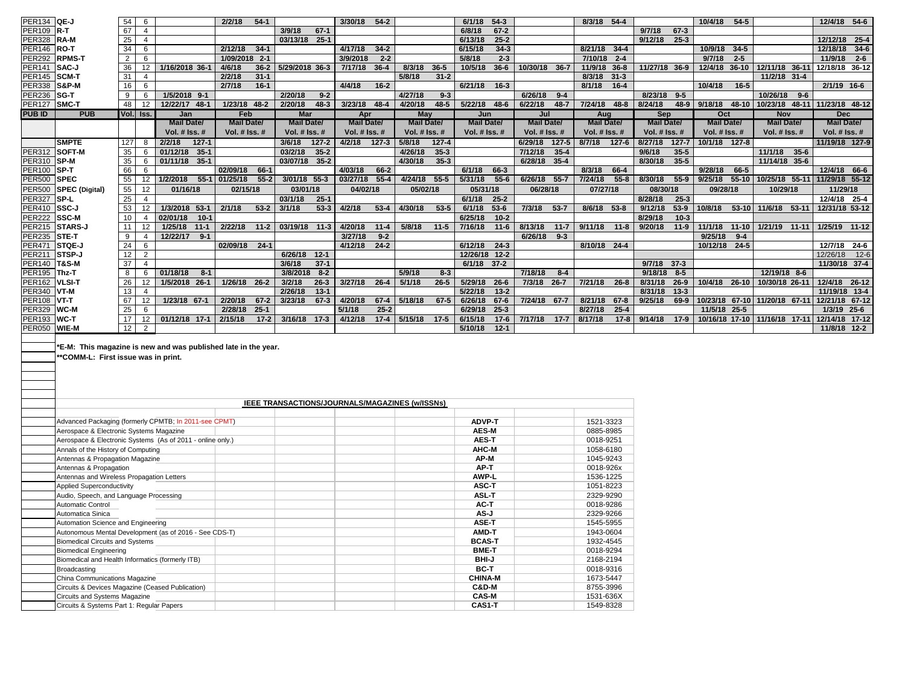| PUB ID | PUB | Vol. | Iss. | Jan | Feb | Mar | Apr | May | Jun | Jul | Aug | Sep | Oct | Nov | Dec |
|---|---|---|---|---|---|---|---|---|---|---|---|---|---|---|---|
| PER134 | QE-J | 54 | 6 | | 2/2/18 54-1 | | 3/30/18 54-2 | | 6/1/18 54-3 | | 8/3/18 54-4 | | 10/4/18 54-5 | | 12/4/18 54-6 |
| PER109 | R-T | 67 | 4 | | | 3/9/18 67-1 | | | 6/8/18 67-2 | | | 9/7/18 67-3 | | | |
| PER328 | RA-M | 25 | 4 | | | 03/13/18 25-1 | | | 6/13/18 25-2 | | | 9/12/18 25-3 | | | 12/12/18 25-4 |
| PER146 | RO-T | 34 | 6 | | 2/12/18 34-1 | | 4/17/18 34-2 | | 6/15/18 34-3 | | 8/21/18 34-4 | | 10/9/18 34-5 | | 12/18/18 34-6 |
| PER292 | RPMS-T | 2 | 6 | | 1/09/2018 2-1 | | 3/9/2018 2-2 | | 5/8/18 2-3 | | 7/10/18 2-4 | | 9/7/18 2-5 | | 11/9/18 2-6 |
| PER141 | SAC-J | 36 | 12 | 1/16/2018 36-1 | 4/6/18 36-2 | 5/29/2018 36-3 | 7/17/18 36-4 | 8/3/18 36-5 | 10/5/18 36-6 | 10/30/18 36-7 | 11/9/18 36-8 | 11/27/18 36-9 | 12/4/18 36-10 | 12/11/18 36-11 | 12/18/18 36-12 |
| PER145 | SCM-T | 31 | 4 | | 2/2/18 31-1 | | | 5/8/18 31-2 | | | 8/3/18 31-3 | | | 11/2/18 31-4 | |
| PER338 | S&P-M | 16 | 6 | | 2/7/18 16-1 | | 4/4/18 16-2 | | 6/21/18 16-3 | | 8/1/18 16-4 | | 10/4/18 16-5 | | 2/1/19 16-6 |
| PER236 | SG-T | 9 | 6 | 1/5/2018 9-1 | | 2/20/18 9-2 | | 4/27/18 9-3 | | 6/26/18 9-4 | | 8/23/18 9-5 | | 10/26/18 9-6 | |
| PER127 | SMC-T | 48 | 12 | 12/22/17 48-1 | 1/23/18 48-2 | 2/20/18 48-3 | 3/23/18 48-4 | 4/20/18 48-5 | 5/22/18 48-6 | 6/22/18 48-7 | 7/24/18 48-8 | 8/24/18 48-9 | 9/18/18 48-10 | 10/23/18 48-11 | 11/23/18 48-12 |
| | | | | Mail Date/ Vol. # Iss. # | Mail Date/ Vol. # Iss. # | Mail Date/ Vol. # Iss. # | Mail Date/ Vol. # Iss. # | Mail Date/ Vol. # Iss. # | Mail Date/ Vol. # Iss. # | Mail Date/ Vol. # Iss. # | Mail Date/ Vol. # Iss. # | Mail Date/ Vol. # Iss. # | Mail Date/ Vol. # Iss. # | Mail Date/ Vol. # Iss. # | Mail Date/ Vol. # Iss. # |
| | SMPTE | 127 | 8 | 2/2/18 127-1 | | 3/6/18 127-2 | 4/2/18 127-3 | 5/8/18 127-4 | | 6/29/18 127-5 | 8/7/18 127-6 | 8/27/18 127-7 | 10/1/18 127-8 | | 11/19/18 127-9 |
| PER312 | SOFT-M | 35 | 6 | 01/12/18 35-1 | | 03/2/18 35-2 | | 4/26/18 35-3 | | 7/12/18 35-4 | | 9/6/18 35-5 | | 11/1/18 35-6 | |
| PER310 | SP-M | 35 | 6 | 01/11/18 35-1 | | 03/07/18 35-2 | | 4/30/18 35-3 | | 6/28/18 35-4 | | 8/30/18 35-5 | | 11/14/18 35-6 | |
| PER100 | SP-T | 66 | 6 | | 02/09/18 66-1 | | 4/03/18 66-2 | | 6/1/18 66-3 | | 8/3/18 66-4 | | 9/28/18 66-5 | | 12/4/18 66-6 |
| PER500 | SPEC | 55 | 12 | 1/2/2018 55-1 | 01/25/18 55-2 | 3/01/18 55-3 | 03/27/18 55-4 | 4/24/18 55-5 | 5/31/18 55-6 | 6/26/18 55-7 | 7/24/18 55-8 | 8/30/18 55-9 | 9/25/18 55-10 | 10/25/18 55-11 | 11/29/18 55-12 |
| PER500 | SPEC (Digital) | 55 | 12 | 01/16/18 | 02/15/18 | 03/01/18 | 04/02/18 | 05/02/18 | 05/31/18 | 06/28/18 | 07/27/18 | 08/30/18 | 09/28/18 | 10/29/18 | 11/29/18 |
| PER327 | SP-L | 25 | 4 | | | 03/1/18 25-1 | | | 6/1/18 25-2 | | | 8/28/18 25-3 | | | 12/4/18 25-4 |
| PER410 | SSC-J | 53 | 12 | 1/3/2018 53-1 | 2/1/18 53-2 | 3/1/18 53-3 | 4/2/18 53-4 | 4/30/18 53-5 | 6/1/18 53-6 | 7/3/18 53-7 | 8/6/18 53-8 | 9/12/18 53-9 | 10/8/18 53-10 | 11/6/18 53-11 | 12/31/18 53-12 |
| PER222 | SSC-M | 10 | 4 | 02/01/18 10-1 | | | | | 6/25/18 10-2 | | | 8/29/18 10-3 | | | |
| PER215 | STARS-J | 11 | 12 | 1/25/18 11-1 | 2/22/18 11-2 | 03/19/18 11-3 | 4/20/18 11-4 | 5/8/18 11-5 | 7/16/18 11-6 | 8/13/18 11-7 | 9/11/18 11-8 | 9/20/18 11-9 | 11/1/18 11-10 | 1/21/19 11-11 | 1/25/19 11-12 |
| PER235 | STE-T | 9 | 4 | 12/22/17 9-1 | | | 3/27/18 9-2 | | | 6/26/18 9-3 | | | 9/25/18 9-4 | | |
| PER471 | STQE-J | 24 | 6 | | 02/09/18 24-1 | | 4/12/18 24-2 | | 6/12/18 24-3 | | 8/10/18 24-4 | | 10/12/18 24-5 | | 12/7/18 24-6 |
| PER211 | STSP-J | 12 | 2 | | | 6/26/18 12-1 | | | 12/26/18 12-2 | | | | | | 12/26/18 12-6 |
| PER140 | T&S-M | 37 | 4 | | | 3/6/18 37-1 | | | 6/1/18 37-2 | | | 9/7/18 37-3 | | | 11/30/18 37-4 |
| PER195 | Thz-T | 8 | 6 | 01/18/18 8-1 | | 3/8/2018 8-2 | | 5/9/18 8-3 | | 7/18/18 8-4 | | 9/18/18 8-5 | | 12/19/18 8-6 | |
| PER162 | VLSI-T | 26 | 12 | 1/5/2018 26-1 | 1/26/18 26-2 | 3/2/18 26-3 | 3/27/18 26-4 | 5/1/18 26-5 | 5/29/18 26-6 | 7/3/18 26-7 | 7/21/18 26-8 | 8/31/18 26-9 | 10/4/18 26-10 | 10/30/18 26-11 | 12/4/18 26-12 |
| PER340 | VT-M | 13 | 4 | | | 2/26/18 13-1 | | | 5/22/18 13-2 | | | 8/31/18 13-3 | | | 11/19/18 13-4 |
| PER108 | VT-T | 67 | 12 | 1/23/18 67-1 | 2/20/18 67-2 | 3/23/18 67-3 | 4/20/18 67-4 | 5/18/18 67-5 | 6/26/18 67-6 | 7/24/18 67-7 | 8/21/18 67-8 | 9/25/18 69-9 | 10/23/18 67-10 | 11/20/18 67-11 | 12/21/18 67-12 |
| PER329 | WC-M | 25 | 6 | | 2/28/18 25-1 | | 5/1/18 25-2 | | 6/29/18 25-3 | | 8/27/18 25-4 | | 11/5/18 25-5 | | 1/3/19 25-6 |
| PER193 | WC-T | 17 | 12 | 01/12/18 17-1 | 2/15/18 17-2 | 3/16/18 17-3 | 4/12/18 17-4 | 5/15/18 17-5 | 6/15/18 17-6 | 7/17/18 17-7 | 8/17/18 17-8 | 9/14/18 17-9 | 10/16/18 17-10 | 11/16/18 17-11 | 12/14/18 17-12 |
| PER050 | WIE-M | 12 | 2 | | | | | | 5/10/18 12-1 | | | | | | 11/8/18 12-2 |

*E-M: This magazine is new and was published late in the year.

**COMM-L: First issue was in print.

## IEEE TRANSACTIONS/JOURNALS/MAGAZINES (w/ISSNs)

| Title | Abbreviation | ISSN |
|---|---|---|
| Advanced Packaging (formerly CPMTB; In 2011-see CPMT) | ADVP-T | 1521-3323 |
| Aerospace & Electronic Systems Magazine | AES-M | 0885-8985 |
| Aerospace & Electronic Systems (As of 2011 - online only.) | AES-T | 0018-9251 |
| Annals of the History of Computing | AHC-M | 1058-6180 |
| Antennas & Propagation Magazine | AP-M | 1045-9243 |
| Antennas & Propagation | AP-T | 0018-926x |
| Antennas and Wireless Propagation Letters | AWP-L | 1536-1225 |
| Applied Superconductivity | ASC-T | 1051-8223 |
| Audio, Speech, and Language Processing | ASL-T | 2329-9290 |
| Automatic Control | AC-T | 0018-9286 |
| Automatica Sinica | AS-J | 2329-9266 |
| Automation Science and Engineering | ASE-T | 1545-5955 |
| Autonomous Mental Development (as of 2016 - See CDS-T) | AMD-T | 1943-0604 |
| Biomedical Circuits and Systems | BCAS-T | 1932-4545 |
| Biomedical Engineering | BME-T | 0018-9294 |
| Biomedical and Health Informatics (formerly ITB) | BHI-J | 2168-2194 |
| Broadcasting | BC-T | 0018-9316 |
| China Communications Magazine | CHINA-M | 1673-5447 |
| Circuits & Devices Magazine (Ceased Publication) | C&D-M | 8755-3996 |
| Circuits and Systems Magazine | CAS-M | 1531-636X |
| Circuits & Systems Part 1: Regular Papers | CAS1-T | 1549-8328 |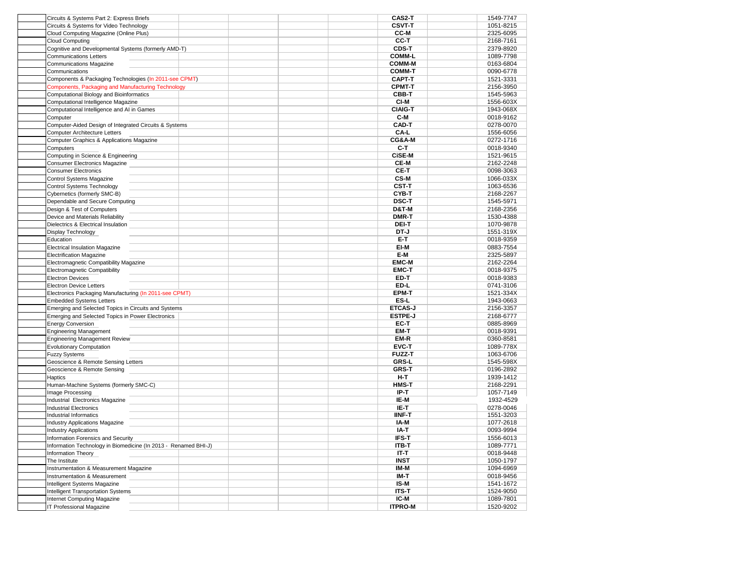| | | | | | | |
|---|---|---|---|---|---|---|
| | Circuits & Systems Part 2: Express Briefs | | | | **CAS2-T** | 1549-7747 |
| | Circuits & Systems for Video Technology | | | | **CSVT-T** | 1051-8215 |
| | Cloud Computing Magazine (Online Plus) | | | | **CC-M** | 2325-6095 |
| | Cloud Computing | | | | **CC-T** | 2168-7161 |
| | Cognitive and Developmental Systems (formerly AMD-T) | | | | **CDS-T** | 2379-8920 |
| | Communications Letters | | | | **COMM-L** | 1089-7798 |
| | Communications Magazine | | | | **COMM-M** | 0163-6804 |
| | Communications | | | | **COMM-T** | 0090-6778 |
| | Components & Packaging Technologies (In 2011-see CPMT) | | | | **CAPT-T** | 1521-3331 |
| | Components, Packaging and Manufacturing Technology | | | | **CPMT-T** | 2156-3950 |
| | Computational Biology and Bioinformatics | | | | **CBB-T** | 1545-5963 |
| | Computational Intelligence Magazine | | | | **CI-M** | 1556-603X |
| | Computational Intelligence and AI in Games | | | | **CIAIG-T** | 1943-068X |
| | Computer | | | | **C-M** | 0018-9162 |
| | Computer-Aided Design of Integrated Circuits & Systems | | | | **CAD-T** | 0278-0070 |
| | Computer Architecture Letters | | | | **CA-L** | 1556-6056 |
| | Computer Graphics & Applications Magazine | | | | **CG&A-M** | 0272-1716 |
| | Computers | | | | **C-T** | 0018-9340 |
| | Computing in Science & Engineering | | | | **CiSE-M** | 1521-9615 |
| | Consumer Electronics Magazine | | | | **CE-M** | 2162-2248 |
| | Consumer Electronics | | | | **CE-T** | 0098-3063 |
| | Control Systems Magazine | | | | **CS-M** | 1066-033X |
| | Control Systems Technology | | | | **CST-T** | 1063-6536 |
| | Cybernetics (formerly SMC-B) | | | | **CYB-T** | 2168-2267 |
| | Dependable and Secure Computing | | | | **DSC-T** | 1545-5971 |
| | Design & Test of Computers | | | | **D&T-M** | 2168-2356 |
| | Device and Materials Reliability | | | | **DMR-T** | 1530-4388 |
| | Dielectrics & Electrical Insulation | | | | **DEI-T** | 1070-9878 |
| | Display Technology | | | | **DT-J** | 1551-319X |
| | Education | | | | **E-T** | 0018-9359 |
| | Electrical Insulation Magazine | | | | **EI-M** | 0883-7554 |
| | Electrification Magazine | | | | **E-M** | 2325-5897 |
| | Electromagnetic Compatibility Magazine | | | | **EMC-M** | 2162-2264 |
| | Electromagnetic Compatibility | | | | **EMC-T** | 0018-9375 |
| | Electron Devices | | | | **ED-T** | 0018-9383 |
| | Electron Device Letters | | | | **ED-L** | 0741-3106 |
| | Electronics Packaging Manufacturing (In 2011-see CPMT) | | | | **EPM-T** | 1521-334X |
| | Embedded Systems Letters | | | | **ES-L** | 1943-0663 |
| | Emerging and Selected Topics in Circuits and Systems | | | | **ETCAS-J** | 2156-3357 |
| | Emerging and Selected Topics in Power Electronics | | | | **ESTPE-J** | 2168-6777 |
| | Energy Conversion | | | | **EC-T** | 0885-8969 |
| | Engineering Management | | | | **EM-T** | 0018-9391 |
| | Engineering Management Review | | | | **EM-R** | 0360-8581 |
| | Evolutionary Computation | | | | **EVC-T** | 1089-778X |
| | Fuzzy Systems | | | | **FUZZ-T** | 1063-6706 |
| | Geoscience & Remote Sensing Letters | | | | **GRS-L** | 1545-598X |
| | Geoscience & Remote Sensing | | | | **GRS-T** | 0196-2892 |
| | Haptics | | | | **H-T** | 1939-1412 |
| | Human-Machine Systems (formerly SMC-C) | | | | **HMS-T** | 2168-2291 |
| | Image Processing | | | | **IP-T** | 1057-7149 |
| | Industrial Electronics Magazine | | | | **IE-M** | 1932-4529 |
| | Industrial Electronics | | | | **IE-T** | 0278-0046 |
| | Industrial Informatics | | | | **IINF-T** | 1551-3203 |
| | Industry Applications Magazine | | | | **IA-M** | 1077-2618 |
| | Industry Applications | | | | **IA-T** | 0093-9994 |
| | Information Forensics and Security | | | | **IFS-T** | 1556-6013 |
| | Information Technology in Biomedicine (In 2013 - Renamed BHI-J) | | | | **ITB-T** | 1089-7771 |
| | Information Theory | | | | **IT-T** | 0018-9448 |
| | The Institute | | | | **INST** | 1050-1797 |
| | Instrumentation & Measurement Magazine | | | | **IM-M** | 1094-6969 |
| | Instrumentation & Measurement | | | | **IM-T** | 0018-9456 |
| | Intelligent Systems Magazine | | | | **IS-M** | 1541-1672 |
| | Intelligent Transportation Systems | | | | **ITS-T** | 1524-9050 |
| | Internet Computing Magazine | | | | **IC-M** | 1089-7801 |
| | IT Professional Magazine | | | | **ITPRO-M** | 1520-9202 |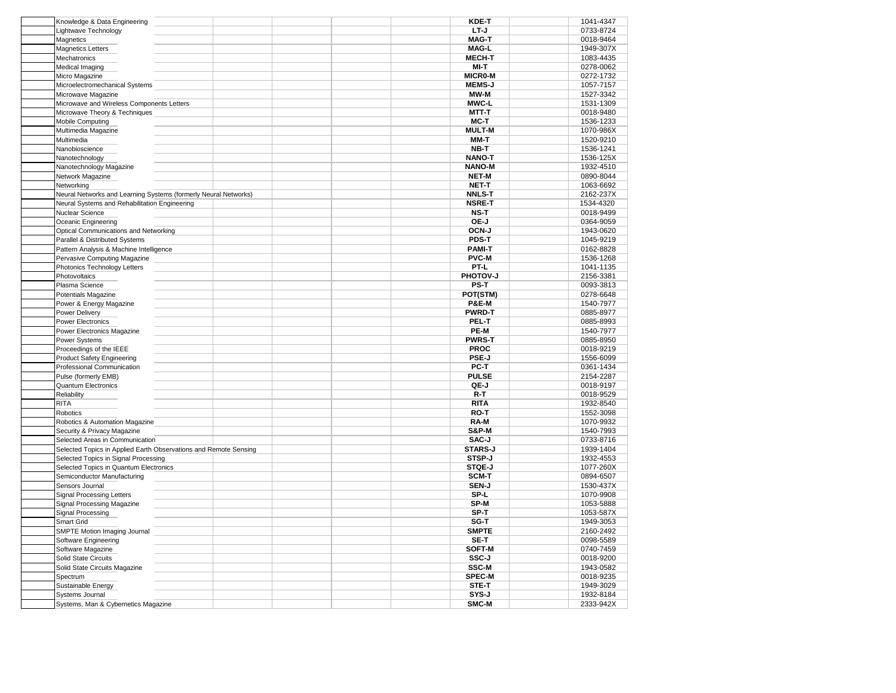| | | | | | | | | |
|---|---|---|---|---|---|---|---|---|
| | Knowledge & Data Engineering | | | | | **KDE-T** | | 1041-4347 |
| | Lightwave Technology | | | | | **LT-J** | | 0733-8724 |
| | Magnetics | | | | | **MAG-T** | | 0018-9464 |
| | Magnetics Letters | | | | | **MAG-L** | | 1949-307X |
| | Mechatronics | | | | | **MECH-T** | | 1083-4435 |
| | Medical Imaging | | | | | **MI-T** | | 0278-0062 |
| | Micro Magazine | | | | | **MICR0-M** | | 0272-1732 |
| | Microelectromechanical Systems | | | | | **MEMS-J** | | 1057-7157 |
| | Microwave Magazine | | | | | **MW-M** | | 1527-3342 |
| | Microwave and Wireless Components Letters | | | | | **MWC-L** | | 1531-1309 |
| | Microwave Theory & Techniques | | | | | **MTT-T** | | 0018-9480 |
| | Mobile Computing | | | | | **MC-T** | | 1536-1233 |
| | Multimedia Magazine | | | | | **MULT-M** | | 1070-986X |
| | Multimedia | | | | | **MM-T** | | 1520-9210 |
| | Nanobioscience | | | | | **NB-T** | | 1536-1241 |
| | Nanotechnology | | | | | **NANO-T** | | 1536-125X |
| | Nanotechnology Magazine | | | | | **NANO-M** | | 1932-4510 |
| | Network Magazine | | | | | **NET-M** | | 0890-8044 |
| | Networking | | | | | **NET-T** | | 1063-6692 |
| | Neural Networks and Learning Systems (formerly Neural Networks) | | | | | **NNLS-T** | | 2162-237X |
| | Neural Systems and Rehabilitation Engineering | | | | | **NSRE-T** | | 1534-4320 |
| | Nuclear Science | | | | | **NS-T** | | 0018-9499 |
| | Oceanic Engineering | | | | | **OE-J** | | 0364-9059 |
| | Optical Communications and Networking | | | | | **OCN-J** | | 1943-0620 |
| | Parallel & Distributed Systems | | | | | **PDS-T** | | 1045-9219 |
| | Pattern Analysis & Machine Intelligence | | | | | **PAMI-T** | | 0162-8828 |
| | Pervasive Computing Magazine | | | | | **PVC-M** | | 1536-1268 |
| | Photonics Technology Letters | | | | | **PT-L** | | 1041-1135 |
| | Photovoltaics | | | | | **PHOTOV-J** | | 2156-3381 |
| | Plasma Science | | | | | **PS-T** | | 0093-3813 |
| | Potentials Magazine | | | | | **POT(STM)** | | 0278-6648 |
| | Power & Energy Magazine | | | | | **P&E-M** | | 1540-7977 |
| | Power Delivery | | | | | **PWRD-T** | | 0885-8977 |
| | Power Electronics | | | | | **PEL-T** | | 0885-8993 |
| | Power Electronics Magazine | | | | | **PE-M** | | 1540-7977 |
| | Power Systems | | | | | **PWRS-T** | | 0885-8950 |
| | Proceedings of the IEEE | | | | | **PROC** | | 0018-9219 |
| | Product Safety Engineering | | | | | **PSE-J** | | 1556-6099 |
| | Professional Communication | | | | | **PC-T** | | 0361-1434 |
| | Pulse (formerly EMB) | | | | | **PULSE** | | 2154-2287 |
| | Quantum Electronics | | | | | **QE-J** | | 0018-9197 |
| | Reliability | | | | | **R-T** | | 0018-9529 |
| | RITA | | | | | **RITA** | | 1932-8540 |
| | Robotics | | | | | **RO-T** | | 1552-3098 |
| | Robotics & Automation Magazine | | | | | **RA-M** | | 1070-9932 |
| | Security & Privacy Magazine | | | | | **S&P-M** | | 1540-7993 |
| | Selected Areas in Communication | | | | | **SAC-J** | | 0733-8716 |
| | Selected Topics in Applied Earth Observations and Remote Sensing | | | | | **STARS-J** | | 1939-1404 |
| | Selected Topics in Signal Processing | | | | | **STSP-J** | | 1932-4553 |
| | Selected Topics in Quantum Electronics | | | | | **STQE-J** | | 1077-260X |
| | Semiconductor Manufacturing | | | | | **SCM-T** | | 0894-6507 |
| | Sensors Journal | | | | | **SEN-J** | | 1530-437X |
| | Signal Processing Letters | | | | | **SP-L** | | 1070-9908 |
| | Signal Processing Magazine | | | | | **SP-M** | | 1053-5888 |
| | Signal Processing | | | | | **SP-T** | | 1053-587X |
| | Smart Grid | | | | | **SG-T** | | 1949-3053 |
| | SMPTE Motion Imaging Journal | | | | | **SMPTE** | | 2160-2492 |
| | Software Engineering | | | | | **SE-T** | | 0098-5589 |
| | Software Magazine | | | | | **SOFT-M** | | 0740-7459 |
| | Solid State Circuits | | | | | **SSC-J** | | 0018-9200 |
| | Solid State Circuits Magazine | | | | | **SSC-M** | | 1943-0582 |
| | Spectrum | | | | | **SPEC-M** | | 0018-9235 |
| | Sustainable Energy | | | | | **STE-T** | | 1949-3029 |
| | Systems Journal | | | | | **SYS-J** | | 1932-8184 |
| | Systems, Man & Cybernetics Magazine | | | | | **SMC-M** | | 2333-942X |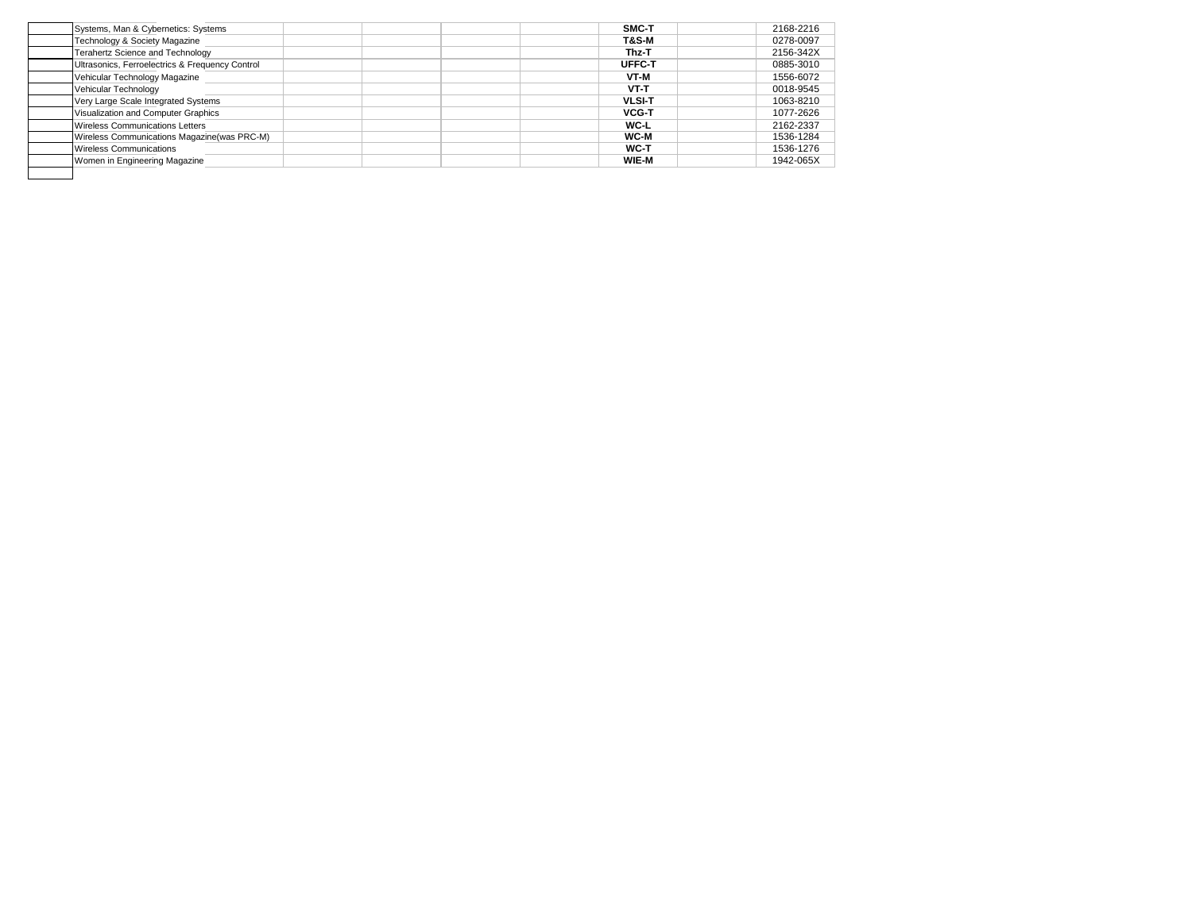| | | | | | | | | |
|---|---|---|---|---|---|---|---|---|
| | Systems, Man & Cybernetics: Systems | | | | | **SMC-T** | | 2168-2216 |
| | Technology & Society Magazine | | | | | **T&S-M** | | 0278-0097 |
| | Terahertz Science and Technology | | | | | **Thz-T** | | 2156-342X |
| | Ultrasonics, Ferroelectrics & Frequency Control | | | | | **UFFC-T** | | 0885-3010 |
| | Vehicular Technology Magazine | | | | | **VT-M** | | 1556-6072 |
| | Vehicular Technology | | | | | **VT-T** | | 0018-9545 |
| | Very Large Scale Integrated Systems | | | | | **VLSI-T** | | 1063-8210 |
| | Visualization and Computer Graphics | | | | | **VCG-T** | | 1077-2626 |
| | Wireless Communications Letters | | | | | **WC-L** | | 2162-2337 |
| | Wireless Communications Magazine(was PRC-M) | | | | | **WC-M** | | 1536-1284 |
| | Wireless Communications | | | | | **WC-T** | | 1536-1276 |
| | Women in Engineering Magazine | | | | | **WIE-M** | | 1942-065X |
| | | | | | | | | |